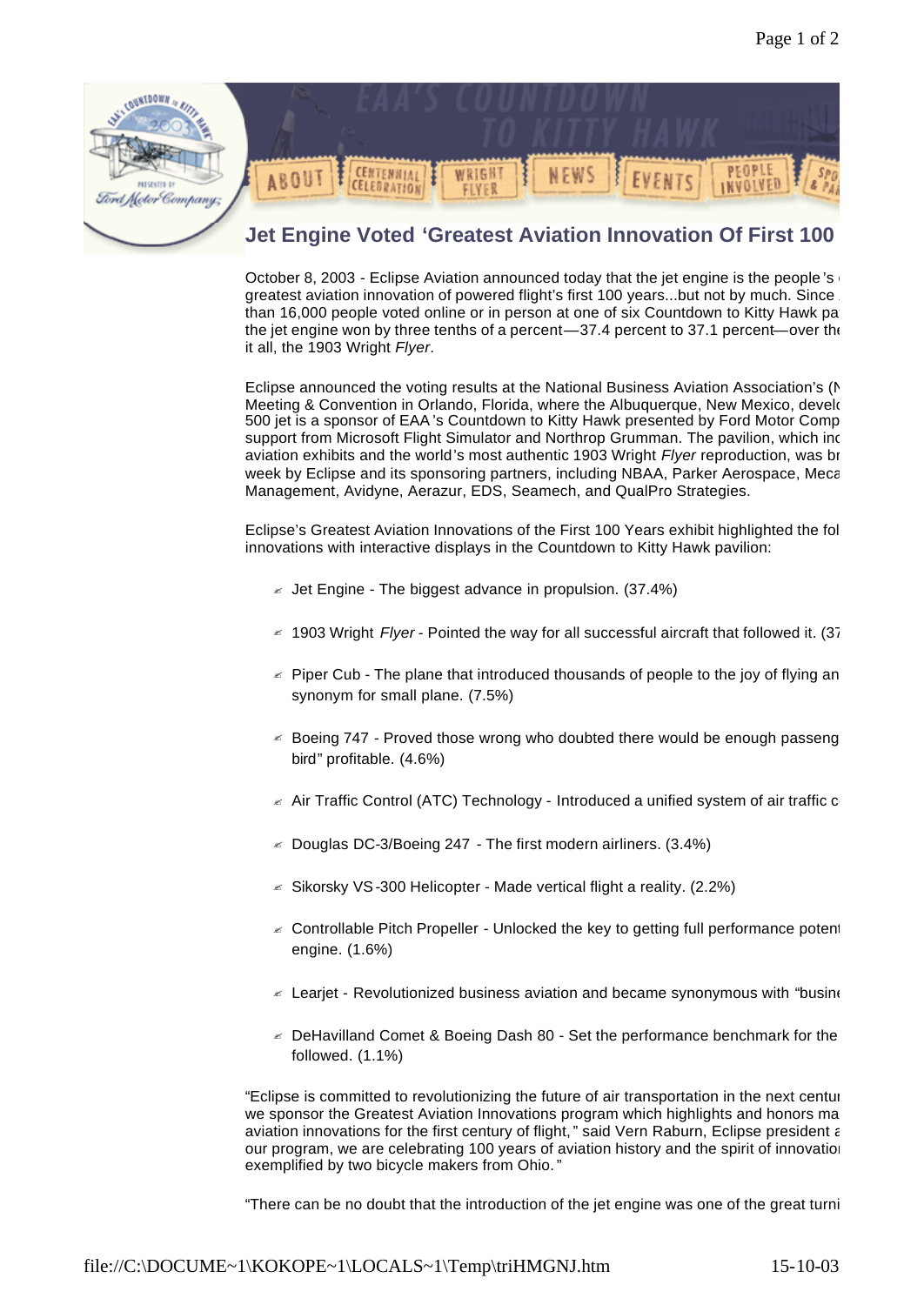ABOUT | CENTENNIAL CELEBRATION | WRIGHT FLYER | NEWS | EVENTS | PEOPLE INVOLVED | SPO & PA

## Jet Engine Voted 'Greatest Aviation Innovation Of First 100

October 8, 2003 - Eclipse Aviation announced today that the jet engine is the people's greatest aviation innovation of powered flight's first 100 years...but not by much. Since than 16,000 people voted online or in person at one of six Countdown to Kitty Hawk pa the jet engine won by three tenths of a percent—37.4 percent to 37.1 percent—over the it all, the 1903 Wright *Flyer*.

Eclipse announced the voting results at the National Business Aviation Association's (N Meeting & Convention in Orlando, Florida, where the Albuquerque, New Mexico, develo 500 jet is a sponsor of EAA's Countdown to Kitty Hawk presented by Ford Motor Comp support from Microsoft Flight Simulator and Northrop Grumman. The pavilion, which inc aviation exhibits and the world's most authentic 1903 Wright *Flyer* reproduction, was br week by Eclipse and its sponsoring partners, including NBAA, Parker Aerospace, Meca Management, Avidyne, Aerazur, EDS, Seamech, and QualPro Strategies.

Eclipse's Greatest Aviation Innovations of the First 100 Years exhibit highlighted the fol innovations with interactive displays in the Countdown to Kitty Hawk pavilion:

- Jet Engine - The biggest advance in propulsion. (37.4%)
- 1903 Wright *Flyer* - Pointed the way for all successful aircraft that followed it. (37
- Piper Cub - The plane that introduced thousands of people to the joy of flying an synonym for small plane. (7.5%)
- Boeing 747 - Proved those wrong who doubted there would be enough passeng bird" profitable. (4.6%)
- Air Traffic Control (ATC) Technology - Introduced a unified system of air traffic c
- Douglas DC-3/Boeing 247 - The first modern airliners. (3.4%)
- Sikorsky VS-300 Helicopter - Made vertical flight a reality. (2.2%)
- Controllable Pitch Propeller - Unlocked the key to getting full performance potent engine. (1.6%)
- Learjet - Revolutionized business aviation and became synonymous with "busine
- DeHavilland Comet & Boeing Dash 80 - Set the performance benchmark for the followed. (1.1%)

"Eclipse is committed to revolutionizing the future of air transportation in the next centur we sponsor the Greatest Aviation Innovations program which highlights and honors ma aviation innovations for the first century of flight," said Vern Raburn, Eclipse president a our program, we are celebrating 100 years of aviation history and the spirit of innovatio exemplified by two bicycle makers from Ohio."

"There can be no doubt that the introduction of the jet engine was one of the great turni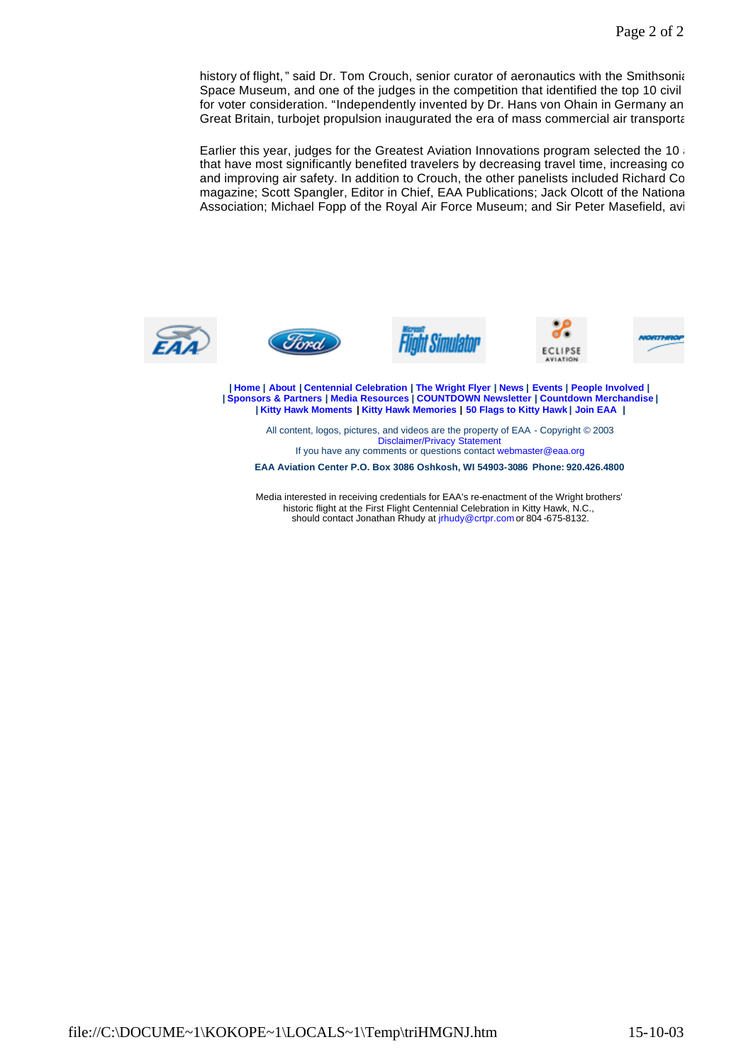history of flight," said Dr. Tom Crouch, senior curator of aeronautics with the Smithsonia Space Museum, and one of the judges in the competition that identified the top 10 civil for voter consideration. "Independently invented by Dr. Hans von Ohain in Germany an Great Britain, turbojet propulsion inaugurated the era of mass commercial air transporta

Earlier this year, judges for the Greatest Aviation Innovations program selected the 10 that have most significantly benefited travelers by decreasing travel time, increasing co and improving air safety. In addition to Crouch, the other panelists included Richard Co magazine; Scott Spangler, Editor in Chief, EAA Publications; Jack Olcott of the Nationa Association; Michael Fopp of the Royal Air Force Museum; and Sir Peter Masefield, avi

EAA Ford Microsoft Flight Simulator ECLIPSE AVIATION NORTHROP

**| Home | About | Centennial Celebration | The Wright Flyer | News | Events | People Involved |**
**| Sponsors & Partners | Media Resources | COUNTDOWN Newsletter | Countdown Merchandise |**
**| Kitty Hawk Moments | Kitty Hawk Memories | 50 Flags to Kitty Hawk | Join EAA |**

All content, logos, pictures, and videos are the property of EAA - Copyright © 2003
Disclaimer/Privacy Statement
If you have any comments or questions contact webmaster@eaa.org

**EAA Aviation Center P.O. Box 3086 Oshkosh, WI 54903-3086 Phone: 920.426.4800**

Media interested in receiving credentials for EAA's re-enactment of the Wright brothers' historic flight at the First Flight Centennial Celebration in Kitty Hawk, N.C., should contact Jonathan Rhudy at jrhudy@crtpr.com or 804 -675-8132.